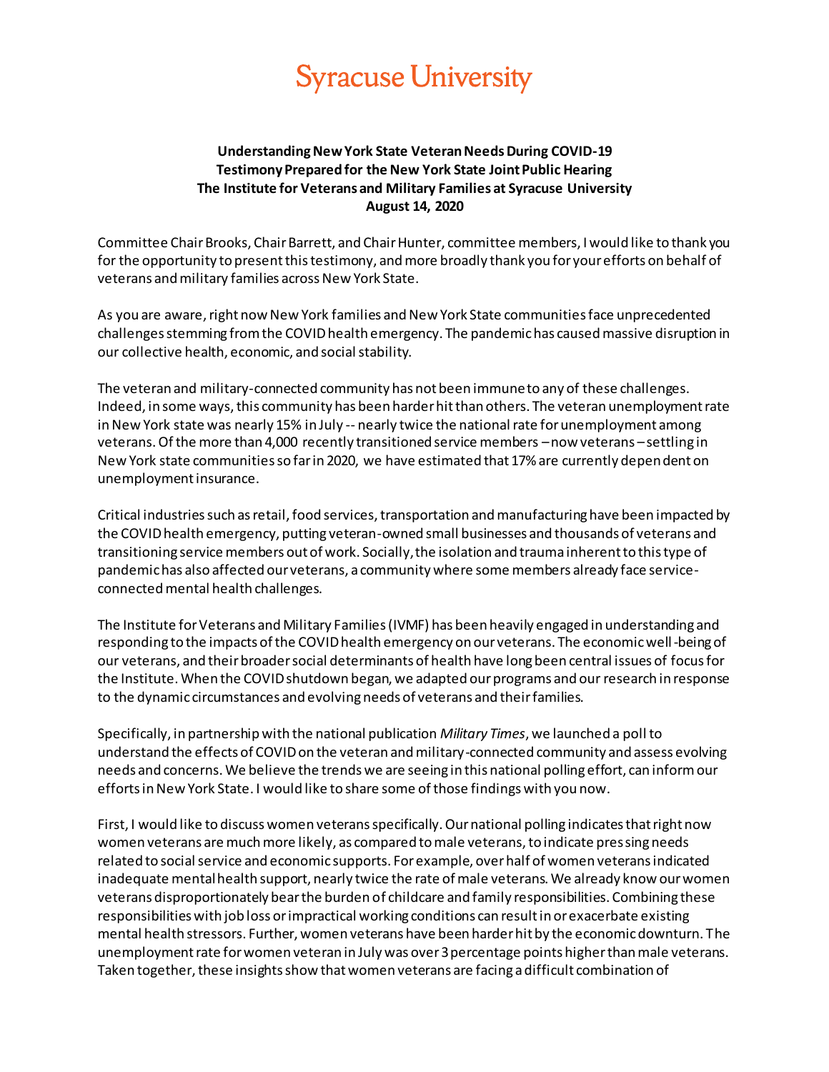# Syracuse University

**Understanding New York State Veteran Needs During COVID-19**
**Testimony Prepared for the New York State Joint Public Hearing**
**The Institute for Veterans and Military Families at Syracuse University**
**August 14, 2020**

Committee Chair Brooks, Chair Barrett, and Chair Hunter, committee members, I would like to thank you for the opportunity to present this testimony, and more broadly thank you for your efforts on behalf of veterans and military families across New York State.

As you are aware, right now New York families and New York State communities face unprecedented challenges stemming from the COVID health emergency. The pandemic has caused massive disruption in our collective health, economic, and social stability.

The veteran and military-connected community has not been immune to any of these challenges. Indeed, in some ways, this community has been harder hit than others. The veteran unemployment rate in New York state was nearly 15% in July -- nearly twice the national rate for unemployment among veterans. Of the more than 4,000 recently transitioned service members – now veterans – settling in New York state communities so far in 2020, we have estimated that 17% are currently dependent on unemployment insurance.

Critical industries such as retail, food services, transportation and manufacturing have been impacted by the COVID health emergency, putting veteran-owned small businesses and thousands of veterans and transitioning service members out of work. Socially, the isolation and trauma inherent to this type of pandemic has also affected our veterans, a community where some members already face service-connected mental health challenges.

The Institute for Veterans and Military Families (IVMF) has been heavily engaged in understanding and responding to the impacts of the COVID health emergency on our veterans. The economic well-being of our veterans, and their broader social determinants of health have long been central issues of focus for the Institute. When the COVID shutdown began, we adapted our programs and our research in response to the dynamic circumstances and evolving needs of veterans and their families.

Specifically, in partnership with the national publication *Military Times*, we launched a poll to understand the effects of COVID on the veteran and military-connected community and assess evolving needs and concerns. We believe the trends we are seeing in this national polling effort, can inform our efforts in New York State. I would like to share some of those findings with you now.

First, I would like to discuss women veterans specifically. Our national polling indicates that right now women veterans are much more likely, as compared to male veterans, to indicate pressing needs related to social service and economic supports. For example, over half of women veterans indicated inadequate mental health support, nearly twice the rate of male veterans. We already know our women veterans disproportionately bear the burden of childcare and family responsibilities. Combining these responsibilities with job loss or impractical working conditions can result in or exacerbate existing mental health stressors. Further, women veterans have been harder hit by the economic downturn. The unemployment rate for women veteran in July was over 3 percentage points higher than male veterans. Taken together, these insights show that women veterans are facing a difficult combination of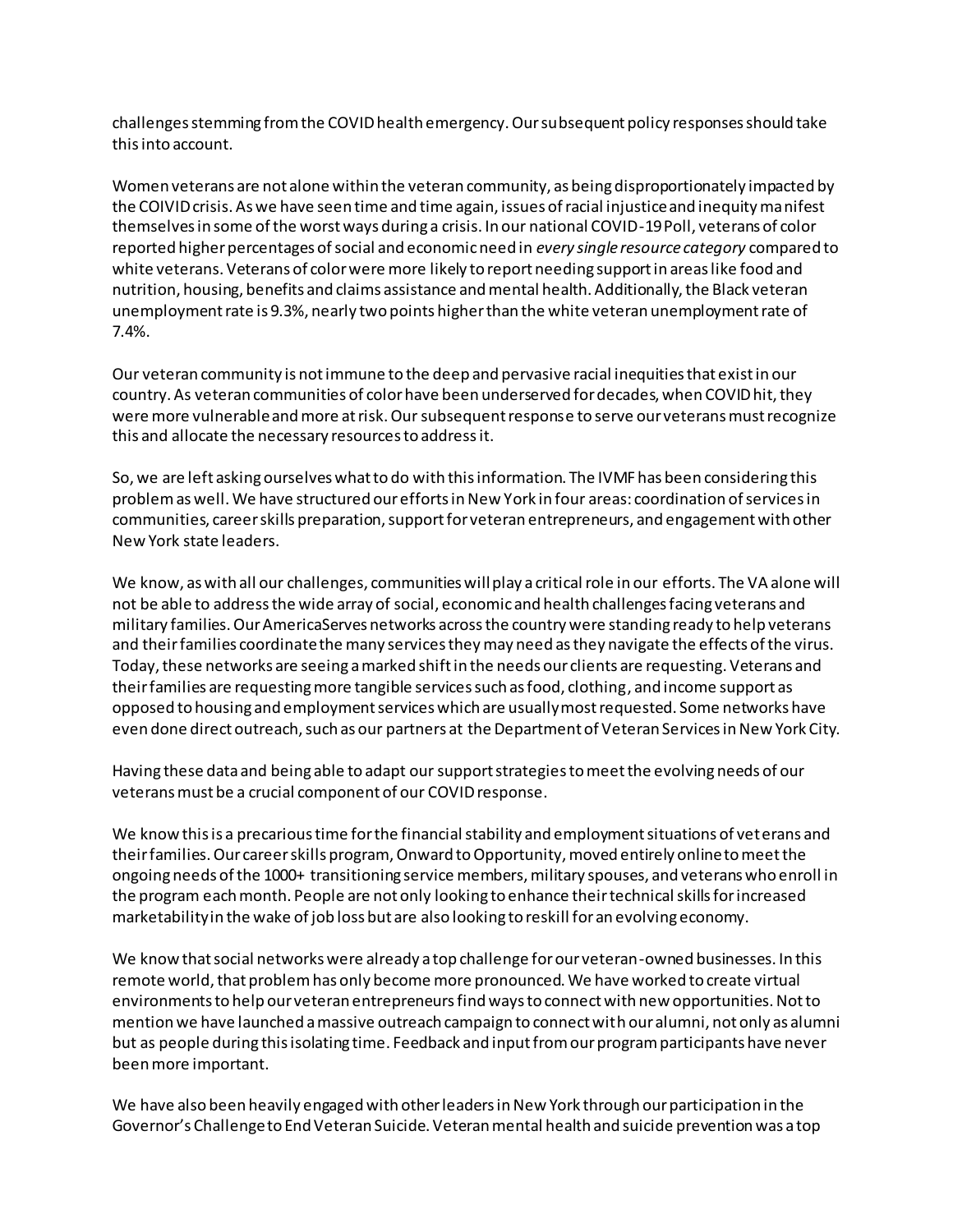challenges stemming from the COVID health emergency. Our subsequent policy responses should take this into account.

Women veterans are not alone within the veteran community, as being disproportionately impacted by the COIVID crisis. As we have seen time and time again, issues of racial injustice and inequity manifest themselves in some of the worst ways during a crisis. In our national COVID-19 Poll, veterans of color reported higher percentages of social and economic need in *every single resource category* compared to white veterans. Veterans of color were more likely to report needing support in areas like food and nutrition, housing, benefits and claims assistance and mental health. Additionally, the Black veteran unemployment rate is 9.3%, nearly two points higher than the white veteran unemployment rate of 7.4%.

Our veteran community is not immune to the deep and pervasive racial inequities that exist in our country. As veteran communities of color have been underserved for decades, when COVID hit, they were more vulnerable and more at risk. Our subsequent response to serve our veterans must recognize this and allocate the necessary resources to address it.

So, we are left asking ourselves what to do with this information. The IVMF has been considering this problem as well. We have structured our efforts in New York in four areas: coordination of services in communities, career skills preparation, support for veteran entrepreneurs, and engagement with other New York state leaders.

We know, as with all our challenges, communities will play a critical role in our efforts. The VA alone will not be able to address the wide array of social, economic and health challenges facing veterans and military families. Our AmericaServes networks across the country were standing ready to help veterans and their families coordinate the many services they may need as they navigate the effects of the virus. Today, these networks are seeing a marked shift in the needs our clients are requesting. Veterans and their families are requesting more tangible services such as food, clothing, and income support as opposed to housing and employment services which are usually most requested. Some networks have even done direct outreach, such as our partners at the Department of Veteran Services in New York City.

Having these data and being able to adapt our support strategies to meet the evolving needs of our veterans must be a crucial component of our COVID response.

We know this is a precarious time for the financial stability and employment situations of veterans and their families. Our career skills program, Onward to Opportunity, moved entirely online to meet the ongoing needs of the 1000+ transitioning service members, military spouses, and veterans who enroll in the program each month. People are not only looking to enhance their technical skills for increased marketability in the wake of job loss but are also looking to reskill for an evolving economy.

We know that social networks were already a top challenge for our veteran-owned businesses. In this remote world, that problem has only become more pronounced. We have worked to create virtual environments to help our veteran entrepreneurs find ways to connect with new opportunities. Not to mention we have launched a massive outreach campaign to connect with our alumni, not only as alumni but as people during this isolating time. Feedback and input from our program participants have never been more important.

We have also been heavily engaged with other leaders in New York through our participation in the Governor's Challenge to End Veteran Suicide. Veteran mental health and suicide prevention was a top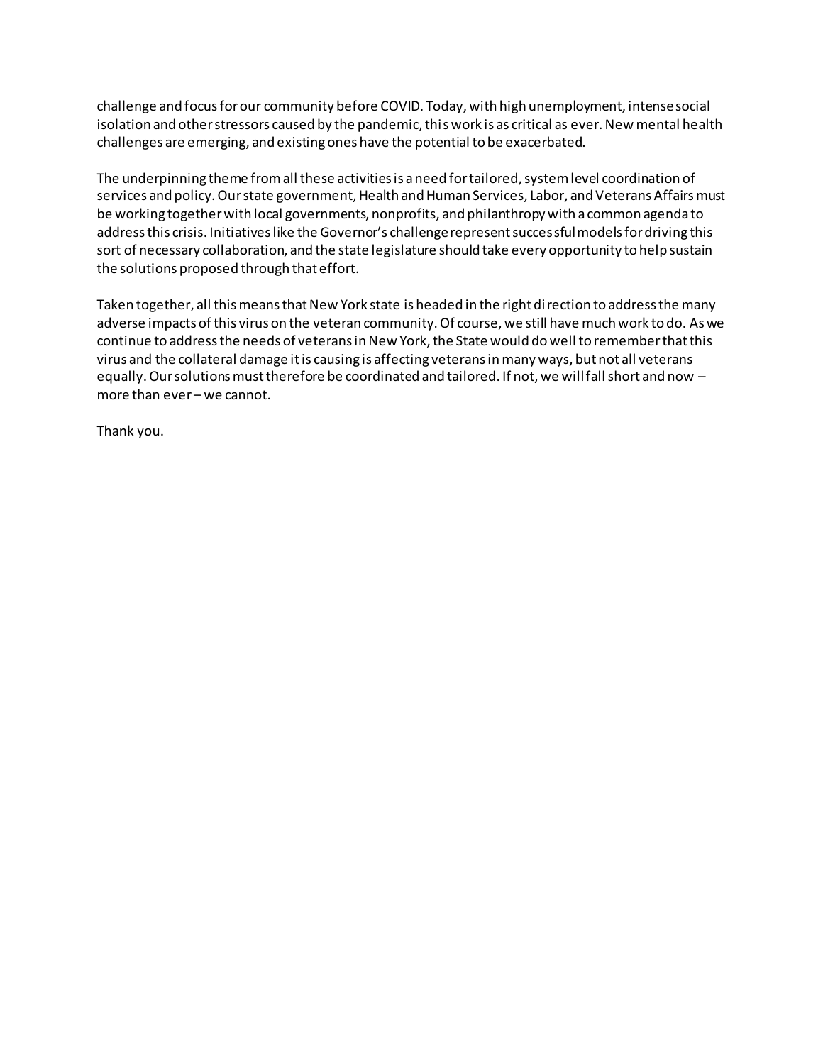challenge and focus for our community before COVID. Today, with high unemployment, intense social isolation and other stressors caused by the pandemic, this work is as critical as ever. New mental health challenges are emerging, and existing ones have the potential to be exacerbated.

The underpinning theme from all these activities is a need for tailored, system level coordination of services and policy. Our state government, Health and Human Services, Labor, and Veterans Affairs must be working together with local governments, nonprofits, and philanthropy with a common agenda to address this crisis. Initiatives like the Governor's challenge represent successful models for driving this sort of necessary collaboration, and the state legislature should take every opportunity to help sustain the solutions proposed through that effort.

Taken together, all this means that New York state is headed in the right direction to address the many adverse impacts of this virus on the veteran community. Of course, we still have much work to do. As we continue to address the needs of veterans in New York, the State would do well to remember that this virus and the collateral damage it is causing is affecting veterans in many ways, but not all veterans equally. Our solutions must therefore be coordinated and tailored. If not, we will fall short and now – more than ever – we cannot.

Thank you.